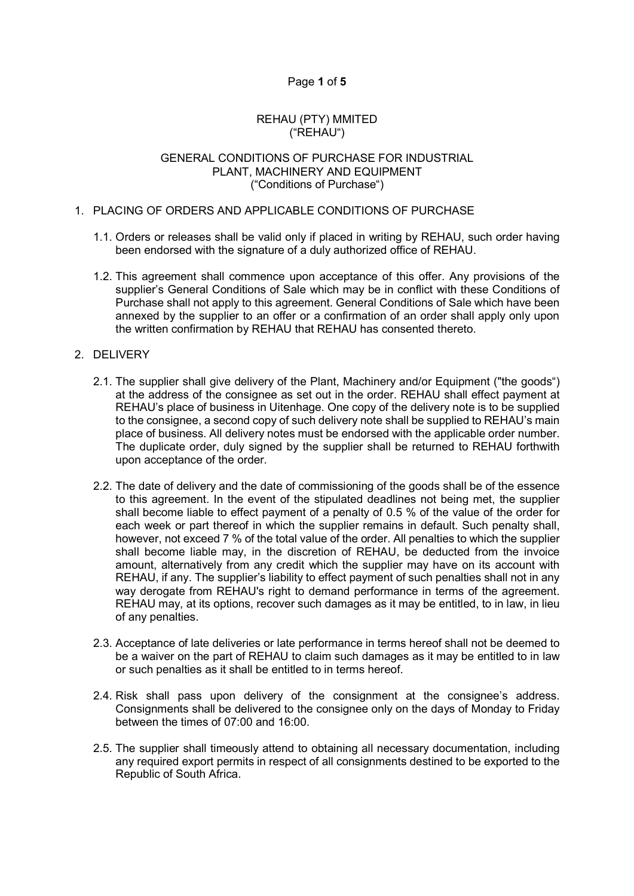REHAU (PTY) MMITED
("REHAU")

GENERAL CONDITIONS OF PURCHASE FOR INDUSTRIAL PLANT, MACHINERY AND EQUIPMENT
("Conditions of Purchase")

1. PLACING OF ORDERS AND APPLICABLE CONDITIONS OF PURCHASE

   1.1. Orders or releases shall be valid only if placed in writing by REHAU, such order having been endorsed with the signature of a duly authorized office of REHAU.

   1.2. This agreement shall commence upon acceptance of this offer. Any provisions of the supplier's General Conditions of Sale which may be in conflict with these Conditions of Purchase shall not apply to this agreement. General Conditions of Sale which have been annexed by the supplier to an offer or a confirmation of an order shall apply only upon the written confirmation by REHAU that REHAU has consented thereto.

2. DELIVERY

   2.1. The supplier shall give delivery of the Plant, Machinery and/or Equipment ("the goods") at the address of the consignee as set out in the order. REHAU shall effect payment at REHAU's place of business in Uitenhage. One copy of the delivery note is to be supplied to the consignee, a second copy of such delivery note shall be supplied to REHAU's main place of business. All delivery notes must be endorsed with the applicable order number. The duplicate order, duly signed by the supplier shall be returned to REHAU forthwith upon acceptance of the order.

   2.2. The date of delivery and the date of commissioning of the goods shall be of the essence to this agreement. In the event of the stipulated deadlines not being met, the supplier shall become liable to effect payment of a penalty of 0.5 % of the value of the order for each week or part thereof in which the supplier remains in default. Such penalty shall, however, not exceed 7 % of the total value of the order. All penalties to which the supplier shall become liable may, in the discretion of REHAU, be deducted from the invoice amount, alternatively from any credit which the supplier may have on its account with REHAU, if any. The supplier's liability to effect payment of such penalties shall not in any way derogate from REHAU's right to demand performance in terms of the agreement. REHAU may, at its options, recover such damages as it may be entitled, to in law, in lieu of any penalties.

   2.3. Acceptance of late deliveries or late performance in terms hereof shall not be deemed to be a waiver on the part of REHAU to claim such damages as it may be entitled to in law or such penalties as it shall be entitled to in terms hereof.

   2.4. Risk shall pass upon delivery of the consignment at the consignee's address. Consignments shall be delivered to the consignee only on the days of Monday to Friday between the times of 07:00 and 16:00.

   2.5. The supplier shall timeously attend to obtaining all necessary documentation, including any required export permits in respect of all consignments destined to be exported to the Republic of South Africa.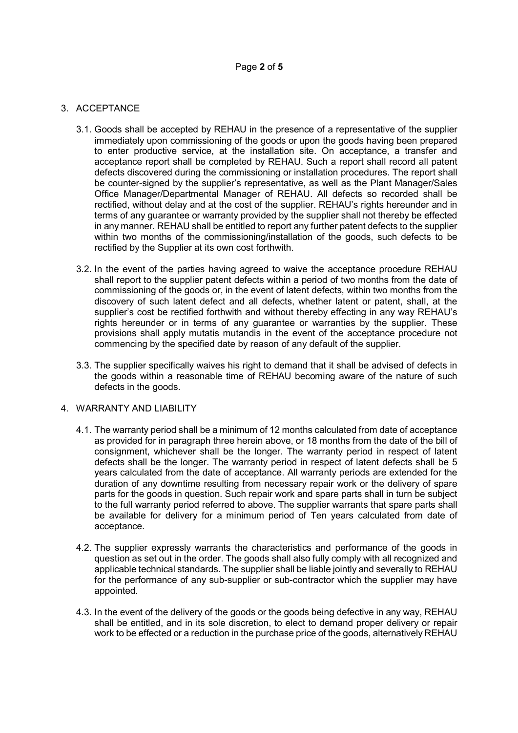3. ACCEPTANCE

   3.1. Goods shall be accepted by REHAU in the presence of a representative of the supplier immediately upon commissioning of the goods or upon the goods having been prepared to enter productive service, at the installation site. On acceptance, a transfer and acceptance report shall be completed by REHAU. Such a report shall record all patent defects discovered during the commissioning or installation procedures. The report shall be counter-signed by the supplier's representative, as well as the Plant Manager/Sales Office Manager/Departmental Manager of REHAU. All defects so recorded shall be rectified, without delay and at the cost of the supplier. REHAU's rights hereunder and in terms of any guarantee or warranty provided by the supplier shall not thereby be effected in any manner. REHAU shall be entitled to report any further patent defects to the supplier within two months of the commissioning/installation of the goods, such defects to be rectified by the Supplier at its own cost forthwith.

   3.2. In the event of the parties having agreed to waive the acceptance procedure REHAU shall report to the supplier patent defects within a period of two months from the date of commissioning of the goods or, in the event of latent defects, within two months from the discovery of such latent defect and all defects, whether latent or patent, shall, at the supplier's cost be rectified forthwith and without thereby effecting in any way REHAU's rights hereunder or in terms of any guarantee or warranties by the supplier. These provisions shall apply mutatis mutandis in the event of the acceptance procedure not commencing by the specified date by reason of any default of the supplier.

   3.3. The supplier specifically waives his right to demand that it shall be advised of defects in the goods within a reasonable time of REHAU becoming aware of the nature of such defects in the goods.

4. WARRANTY AND LIABILITY

   4.1. The warranty period shall be a minimum of 12 months calculated from date of acceptance as provided for in paragraph three herein above, or 18 months from the date of the bill of consignment, whichever shall be the longer. The warranty period in respect of latent defects shall be the longer. The warranty period in respect of latent defects shall be 5 years calculated from the date of acceptance. All warranty periods are extended for the duration of any downtime resulting from necessary repair work or the delivery of spare parts for the goods in question. Such repair work and spare parts shall in turn be subject to the full warranty period referred to above. The supplier warrants that spare parts shall be available for delivery for a minimum period of Ten years calculated from date of acceptance.

   4.2. The supplier expressly warrants the characteristics and performance of the goods in question as set out in the order. The goods shall also fully comply with all recognized and applicable technical standards. The supplier shall be liable jointly and severally to REHAU for the performance of any sub-supplier or sub-contractor which the supplier may have appointed.

   4.3. In the event of the delivery of the goods or the goods being defective in any way, REHAU shall be entitled, and in its sole discretion, to elect to demand proper delivery or repair work to be effected or a reduction in the purchase price of the goods, alternatively REHAU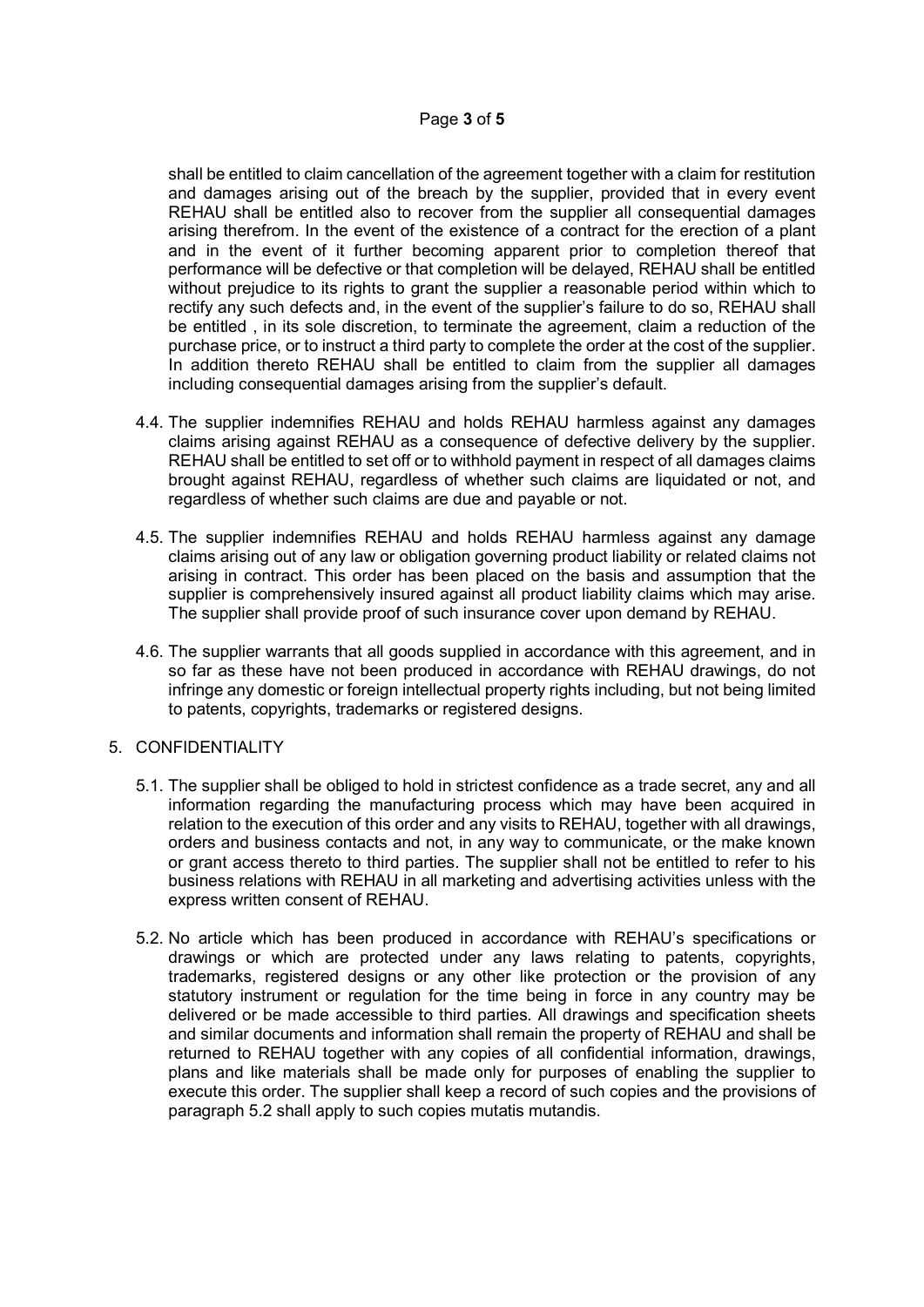shall be entitled to claim cancellation of the agreement together with a claim for restitution and damages arising out of the breach by the supplier, provided that in every event REHAU shall be entitled also to recover from the supplier all consequential damages arising therefrom. In the event of the existence of a contract for the erection of a plant and in the event of it further becoming apparent prior to completion thereof that performance will be defective or that completion will be delayed, REHAU shall be entitled without prejudice to its rights to grant the supplier a reasonable period within which to rectify any such defects and, in the event of the supplier's failure to do so, REHAU shall be entitled , in its sole discretion, to terminate the agreement, claim a reduction of the purchase price, or to instruct a third party to complete the order at the cost of the supplier. In addition thereto REHAU shall be entitled to claim from the supplier all damages including consequential damages arising from the supplier's default.

4.4. The supplier indemnifies REHAU and holds REHAU harmless against any damages claims arising against REHAU as a consequence of defective delivery by the supplier. REHAU shall be entitled to set off or to withhold payment in respect of all damages claims brought against REHAU, regardless of whether such claims are liquidated or not, and regardless of whether such claims are due and payable or not.

4.5. The supplier indemnifies REHAU and holds REHAU harmless against any damage claims arising out of any law or obligation governing product liability or related claims not arising in contract. This order has been placed on the basis and assumption that the supplier is comprehensively insured against all product liability claims which may arise. The supplier shall provide proof of such insurance cover upon demand by REHAU.

4.6. The supplier warrants that all goods supplied in accordance with this agreement, and in so far as these have not been produced in accordance with REHAU drawings, do not infringe any domestic or foreign intellectual property rights including, but not being limited to patents, copyrights, trademarks or registered designs.

5. CONFIDENTIALITY

5.1. The supplier shall be obliged to hold in strictest confidence as a trade secret, any and all information regarding the manufacturing process which may have been acquired in relation to the execution of this order and any visits to REHAU, together with all drawings, orders and business contacts and not, in any way to communicate, or the make known or grant access thereto to third parties. The supplier shall not be entitled to refer to his business relations with REHAU in all marketing and advertising activities unless with the express written consent of REHAU.

5.2. No article which has been produced in accordance with REHAU's specifications or drawings or which are protected under any laws relating to patents, copyrights, trademarks, registered designs or any other like protection or the provision of any statutory instrument or regulation for the time being in force in any country may be delivered or be made accessible to third parties. All drawings and specification sheets and similar documents and information shall remain the property of REHAU and shall be returned to REHAU together with any copies of all confidential information, drawings, plans and like materials shall be made only for purposes of enabling the supplier to execute this order. The supplier shall keep a record of such copies and the provisions of paragraph 5.2 shall apply to such copies mutatis mutandis.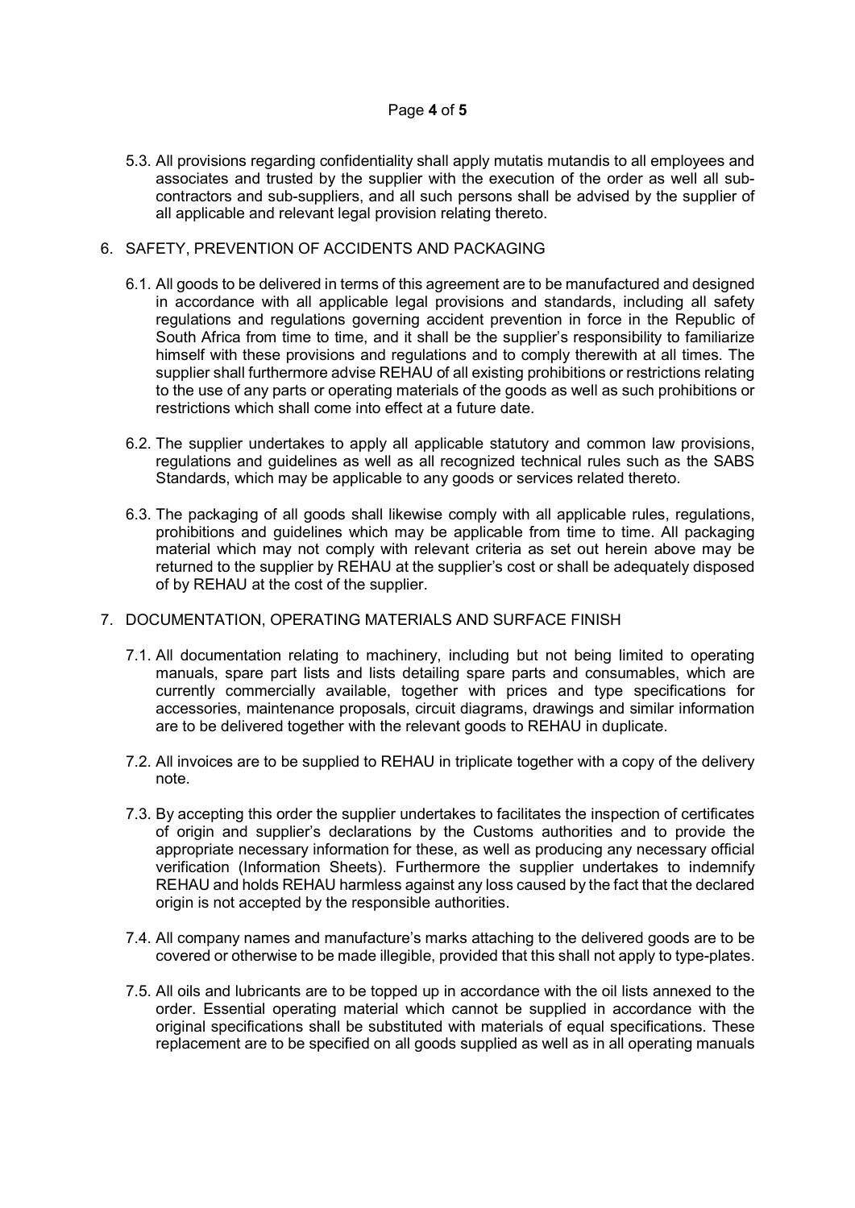5.3. All provisions regarding confidentiality shall apply mutatis mutandis to all employees and associates and trusted by the supplier with the execution of the order as well all sub-contractors and sub-suppliers, and all such persons shall be advised by the supplier of all applicable and relevant legal provision relating thereto.

## 6. SAFETY, PREVENTION OF ACCIDENTS AND PACKAGING

6.1. All goods to be delivered in terms of this agreement are to be manufactured and designed in accordance with all applicable legal provisions and standards, including all safety regulations and regulations governing accident prevention in force in the Republic of South Africa from time to time, and it shall be the supplier's responsibility to familiarize himself with these provisions and regulations and to comply therewith at all times. The supplier shall furthermore advise REHAU of all existing prohibitions or restrictions relating to the use of any parts or operating materials of the goods as well as such prohibitions or restrictions which shall come into effect at a future date.

6.2. The supplier undertakes to apply all applicable statutory and common law provisions, regulations and guidelines as well as all recognized technical rules such as the SABS Standards, which may be applicable to any goods or services related thereto.

6.3. The packaging of all goods shall likewise comply with all applicable rules, regulations, prohibitions and guidelines which may be applicable from time to time. All packaging material which may not comply with relevant criteria as set out herein above may be returned to the supplier by REHAU at the supplier's cost or shall be adequately disposed of by REHAU at the cost of the supplier.

## 7. DOCUMENTATION, OPERATING MATERIALS AND SURFACE FINISH

7.1. All documentation relating to machinery, including but not being limited to operating manuals, spare part lists and lists detailing spare parts and consumables, which are currently commercially available, together with prices and type specifications for accessories, maintenance proposals, circuit diagrams, drawings and similar information are to be delivered together with the relevant goods to REHAU in duplicate.

7.2. All invoices are to be supplied to REHAU in triplicate together with a copy of the delivery note.

7.3. By accepting this order the supplier undertakes to facilitates the inspection of certificates of origin and supplier's declarations by the Customs authorities and to provide the appropriate necessary information for these, as well as producing any necessary official verification (Information Sheets). Furthermore the supplier undertakes to indemnify REHAU and holds REHAU harmless against any loss caused by the fact that the declared origin is not accepted by the responsible authorities.

7.4. All company names and manufacture's marks attaching to the delivered goods are to be covered or otherwise to be made illegible, provided that this shall not apply to type-plates.

7.5. All oils and lubricants are to be topped up in accordance with the oil lists annexed to the order. Essential operating material which cannot be supplied in accordance with the original specifications shall be substituted with materials of equal specifications. These replacement are to be specified on all goods supplied as well as in all operating manuals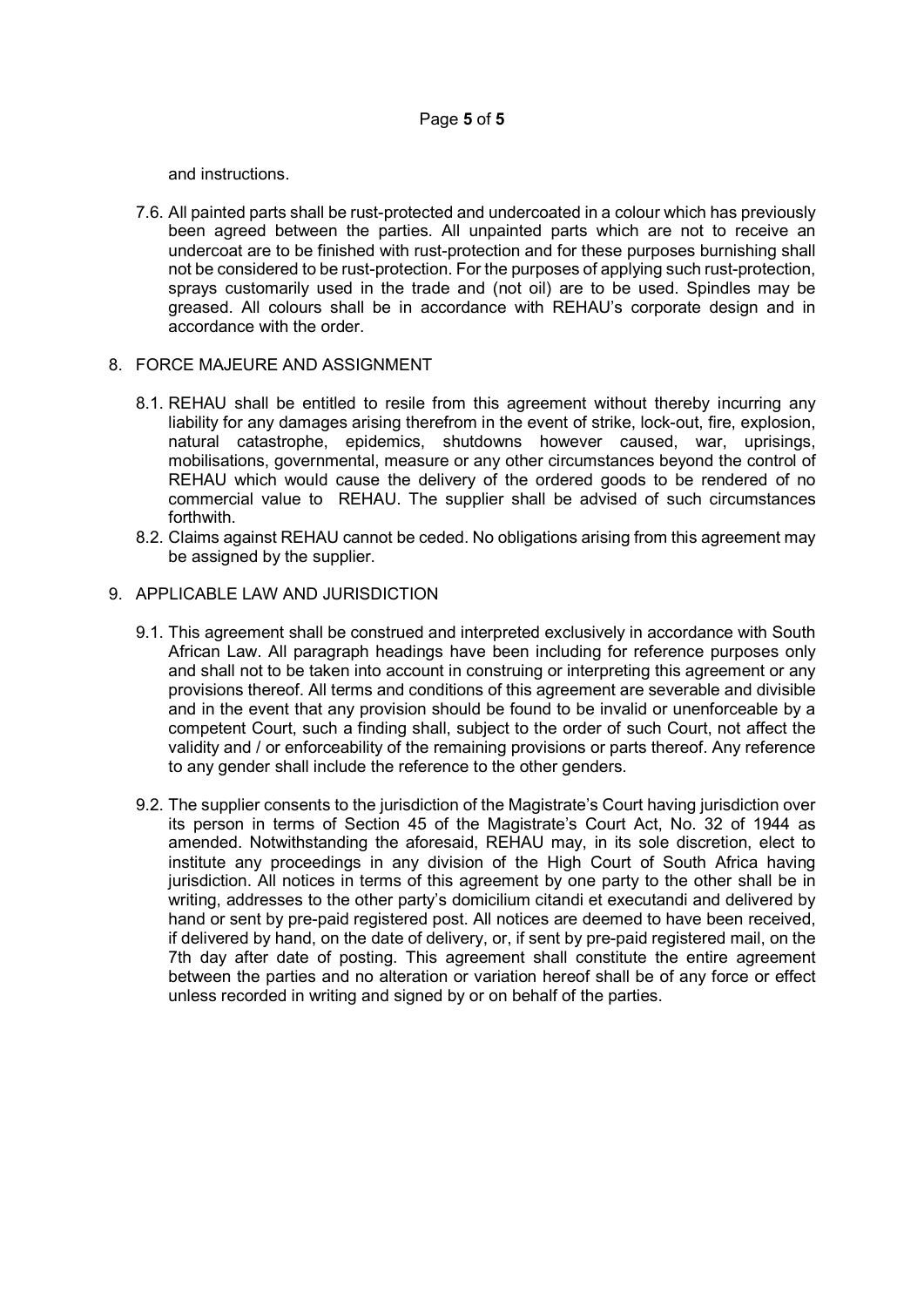and instructions.

7.6. All painted parts shall be rust-protected and undercoated in a colour which has previously been agreed between the parties. All unpainted parts which are not to receive an undercoat are to be finished with rust-protection and for these purposes burnishing shall not be considered to be rust-protection. For the purposes of applying such rust-protection, sprays customarily used in the trade and (not oil) are to be used. Spindles may be greased. All colours shall be in accordance with REHAU's corporate design and in accordance with the order.

8. FORCE MAJEURE AND ASSIGNMENT

8.1. REHAU shall be entitled to resile from this agreement without thereby incurring any liability for any damages arising therefrom in the event of strike, lock-out, fire, explosion, natural catastrophe, epidemics, shutdowns however caused, war, uprisings, mobilisations, governmental, measure or any other circumstances beyond the control of REHAU which would cause the delivery of the ordered goods to be rendered of no commercial value to REHAU. The supplier shall be advised of such circumstances forthwith.

8.2. Claims against REHAU cannot be ceded. No obligations arising from this agreement may be assigned by the supplier.

9. APPLICABLE LAW AND JURISDICTION

9.1. This agreement shall be construed and interpreted exclusively in accordance with South African Law. All paragraph headings have been including for reference purposes only and shall not to be taken into account in construing or interpreting this agreement or any provisions thereof. All terms and conditions of this agreement are severable and divisible and in the event that any provision should be found to be invalid or unenforceable by a competent Court, such a finding shall, subject to the order of such Court, not affect the validity and / or enforceability of the remaining provisions or parts thereof. Any reference to any gender shall include the reference to the other genders.

9.2. The supplier consents to the jurisdiction of the Magistrate's Court having jurisdiction over its person in terms of Section 45 of the Magistrate's Court Act, No. 32 of 1944 as amended. Notwithstanding the aforesaid, REHAU may, in its sole discretion, elect to institute any proceedings in any division of the High Court of South Africa having jurisdiction. All notices in terms of this agreement by one party to the other shall be in writing, addresses to the other party's domicilium citandi et executandi and delivered by hand or sent by pre-paid registered post. All notices are deemed to have been received, if delivered by hand, on the date of delivery, or, if sent by pre-paid registered mail, on the 7th day after date of posting. This agreement shall constitute the entire agreement between the parties and no alteration or variation hereof shall be of any force or effect unless recorded in writing and signed by or on behalf of the parties.